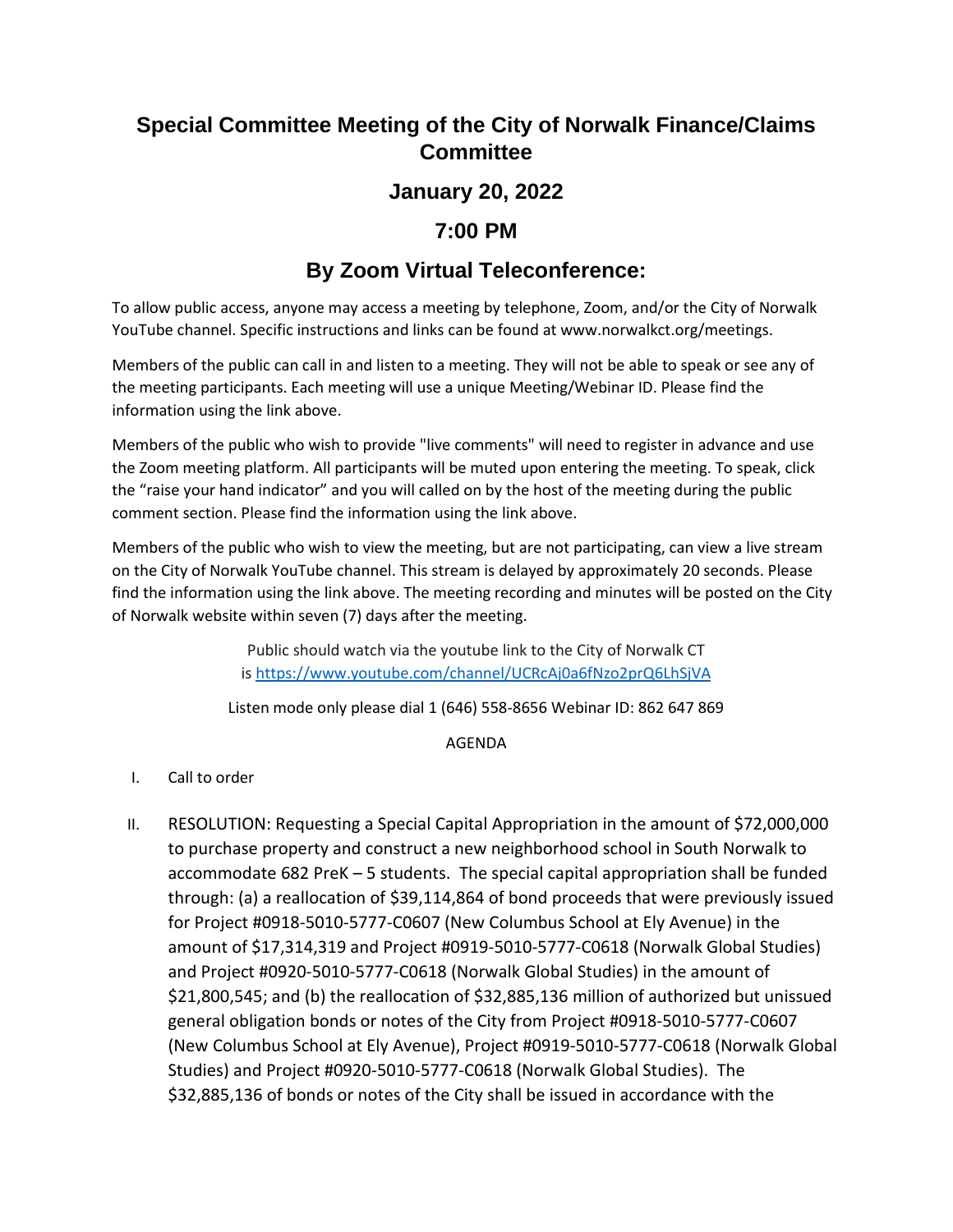# Special Committee Meeting of the City of Norwalk Finance/Claims Committee

## January 20, 2022

## 7:00 PM

## By Zoom Virtual Teleconference:

To allow public access, anyone may access a meeting by telephone, Zoom, and/or the City of Norwalk YouTube channel. Specific instructions and links can be found at www.norwalkct.org/meetings.

Members of the public can call in and listen to a meeting. They will not be able to speak or see any of the meeting participants. Each meeting will use a unique Meeting/Webinar ID. Please find the information using the link above.

Members of the public who wish to provide "live comments" will need to register in advance and use the Zoom meeting platform. All participants will be muted upon entering the meeting. To speak, click the "raise your hand indicator" and you will called on by the host of the meeting during the public comment section. Please find the information using the link above.

Members of the public who wish to view the meeting, but are not participating, can view a live stream on the City of Norwalk YouTube channel. This stream is delayed by approximately 20 seconds. Please find the information using the link above. The meeting recording and minutes will be posted on the City of Norwalk website within seven (7) days after the meeting.

Public should watch via the youtube link to the City of Norwalk CT is https://www.youtube.com/channel/UCRcAj0a6fNzo2prQ6LhSjVA

Listen mode only please dial 1 (646) 558-8656 Webinar ID: 862 647 869

AGENDA

I. Call to order

II. RESOLUTION: Requesting a Special Capital Appropriation in the amount of $72,000,000 to purchase property and construct a new neighborhood school in South Norwalk to accommodate 682 PreK – 5 students. The special capital appropriation shall be funded through: (a) a reallocation of $39,114,864 of bond proceeds that were previously issued for Project #0918-5010-5777-C0607 (New Columbus School at Ely Avenue) in the amount of $17,314,319 and Project #0919-5010-5777-C0618 (Norwalk Global Studies) and Project #0920-5010-5777-C0618 (Norwalk Global Studies) in the amount of $21,800,545; and (b) the reallocation of $32,885,136 million of authorized but unissued general obligation bonds or notes of the City from Project #0918-5010-5777-C0607 (New Columbus School at Ely Avenue), Project #0919-5010-5777-C0618 (Norwalk Global Studies) and Project #0920-5010-5777-C0618 (Norwalk Global Studies). The $32,885,136 of bonds or notes of the City shall be issued in accordance with the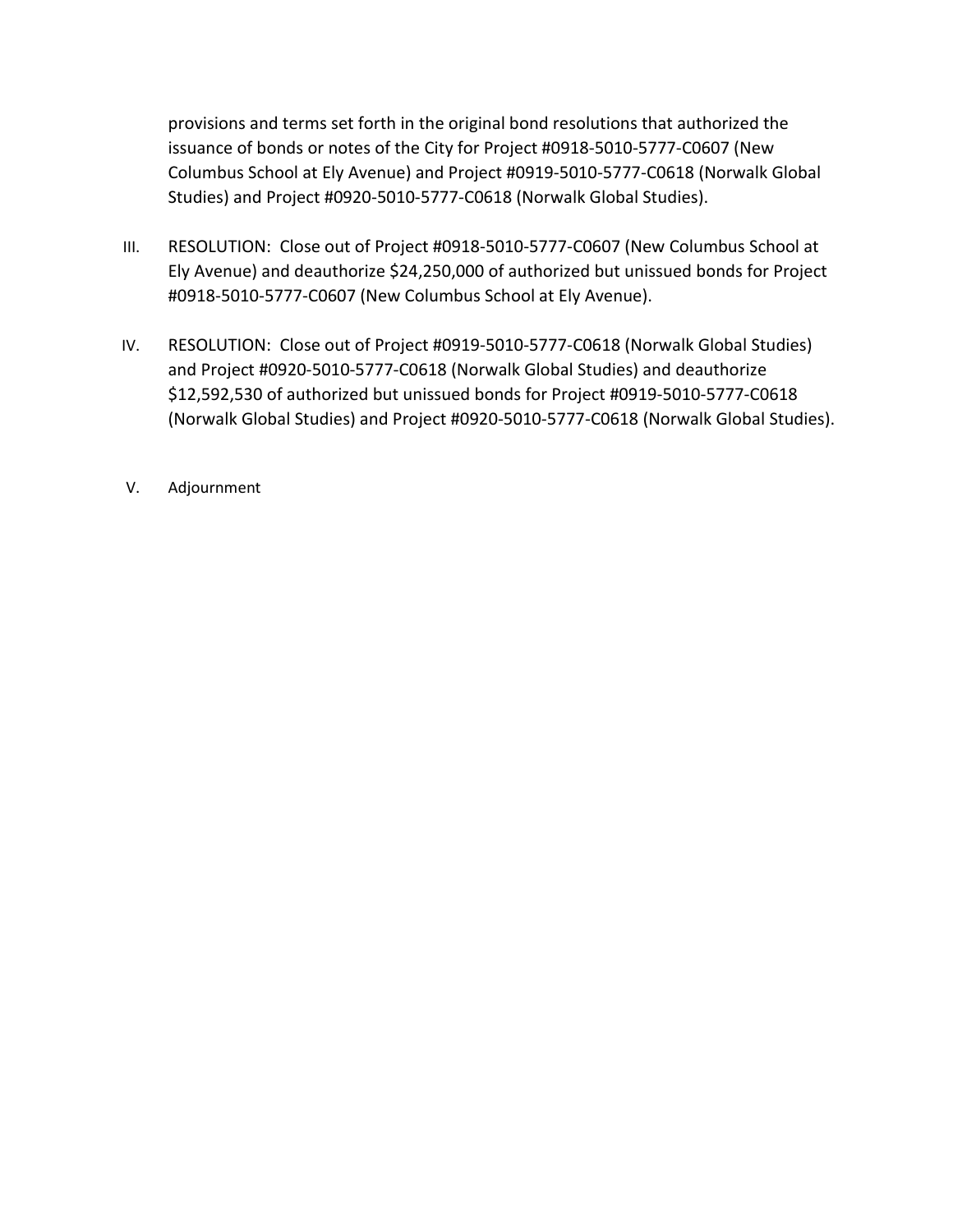provisions and terms set forth in the original bond resolutions that authorized the issuance of bonds or notes of the City for Project #0918-5010-5777-C0607 (New Columbus School at Ely Avenue) and Project #0919-5010-5777-C0618 (Norwalk Global Studies) and Project #0920-5010-5777-C0618 (Norwalk Global Studies).

III. RESOLUTION: Close out of Project #0918-5010-5777-C0607 (New Columbus School at Ely Avenue) and deauthorize $24,250,000 of authorized but unissued bonds for Project #0918-5010-5777-C0607 (New Columbus School at Ely Avenue).

IV. RESOLUTION: Close out of Project #0919-5010-5777-C0618 (Norwalk Global Studies) and Project #0920-5010-5777-C0618 (Norwalk Global Studies) and deauthorize $12,592,530 of authorized but unissued bonds for Project #0919-5010-5777-C0618 (Norwalk Global Studies) and Project #0920-5010-5777-C0618 (Norwalk Global Studies).

V. Adjournment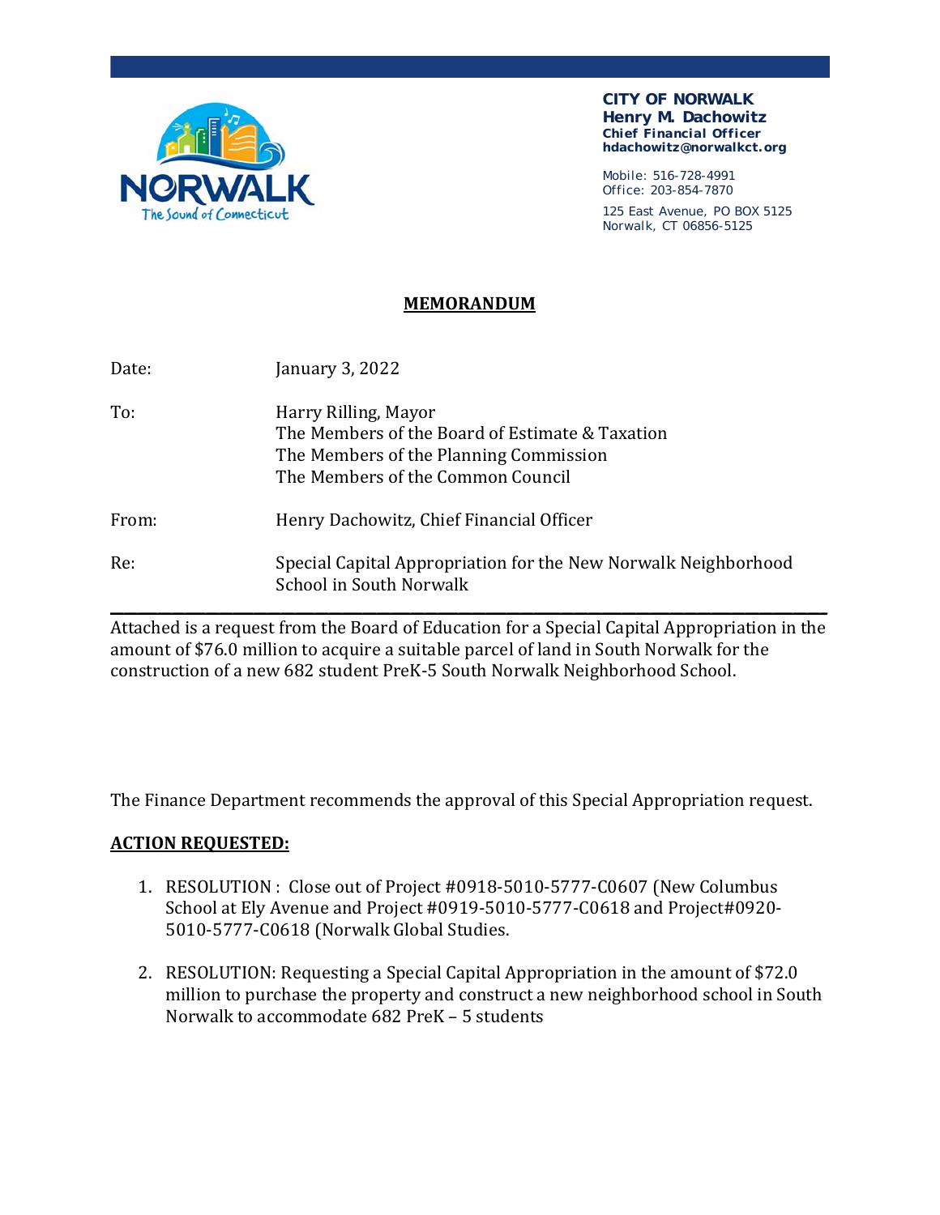**CITY OF NORWALK**
**Henry M. Dachowitz**
**Chief Financial Officer**
**hdachowitz@norwalkct.org**

Mobile: 516-728-4991
Office: 203-854-7870

125 East Avenue, PO BOX 5125
Norwalk, CT 06856-5125

## MEMORANDUM

| | |
|---|---|
| Date: | January 3, 2022 |
| To: | Harry Rilling, Mayor<br>The Members of the Board of Estimate & Taxation<br>The Members of the Planning Commission<br>The Members of the Common Council |
| From: | Henry Dachowitz, Chief Financial Officer |
| Re: | Special Capital Appropriation for the New Norwalk Neighborhood School in South Norwalk |

---

Attached is a request from the Board of Education for a Special Capital Appropriation in the amount of $76.0 million to acquire a suitable parcel of land in South Norwalk for the construction of a new 682 student PreK-5 South Norwalk Neighborhood School.

The Finance Department recommends the approval of this Special Appropriation request.

**ACTION REQUESTED:**

1. RESOLUTION : Close out of Project #0918-5010-5777-C0607 (New Columbus School at Ely Avenue and Project #0919-5010-5777-C0618 and Project#0920-5010-5777-C0618 (Norwalk Global Studies.

2. RESOLUTION: Requesting a Special Capital Appropriation in the amount of $72.0 million to purchase the property and construct a new neighborhood school in South Norwalk to accommodate 682 PreK – 5 students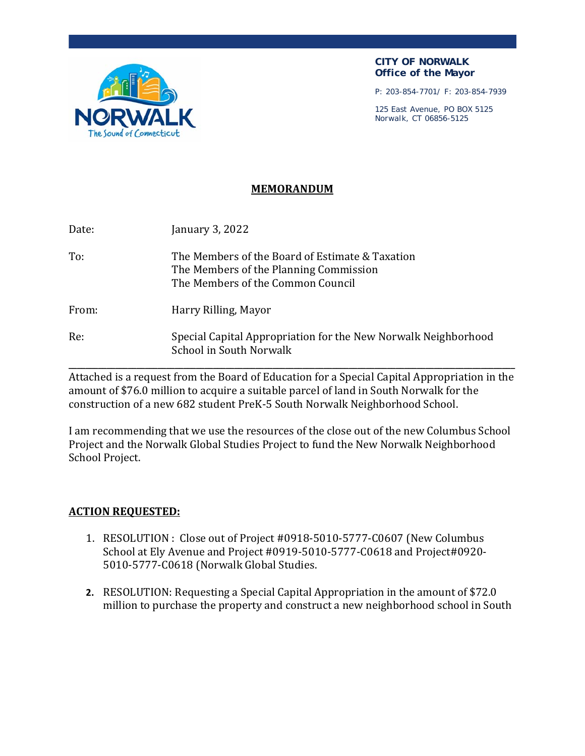**CITY OF NORWALK**
**Office of the Mayor**

P: 203-854-7701/ F: 203-854-7939

125 East Avenue, PO BOX 5125
Norwalk, CT 06856-5125

## MEMORANDUM

| | |
|---|---|
| Date: | January 3, 2022 |
| To: | The Members of the Board of Estimate & Taxation<br>The Members of the Planning Commission<br>The Members of the Common Council |
| From: | Harry Rilling, Mayor |
| Re: | Special Capital Appropriation for the New Norwalk Neighborhood School in South Norwalk |

---

Attached is a request from the Board of Education for a Special Capital Appropriation in the amount of $76.0 million to acquire a suitable parcel of land in South Norwalk for the construction of a new 682 student PreK-5 South Norwalk Neighborhood School.

I am recommending that we use the resources of the close out of the new Columbus School Project and the Norwalk Global Studies Project to fund the New Norwalk Neighborhood School Project.

**ACTION REQUESTED:**

1. RESOLUTION : Close out of Project #0918-5010-5777-C0607 (New Columbus School at Ely Avenue and Project #0919-5010-5777-C0618 and Project#0920-5010-5777-C0618 (Norwalk Global Studies.
2. RESOLUTION: Requesting a Special Capital Appropriation in the amount of $72.0 million to purchase the property and construct a new neighborhood school in South